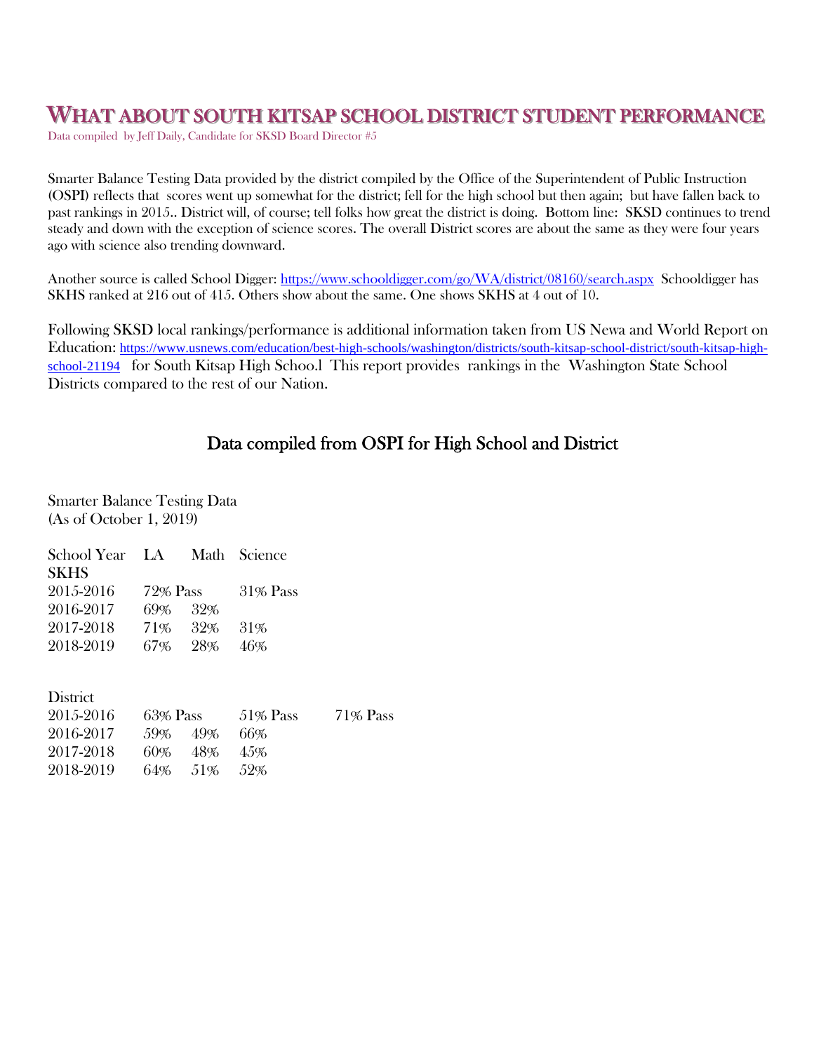# WHAT ABOUT SOUTH KITSAP SCHOOL DISTRICT STUDENT PERFORMANCE

Data compiled by Jeff Daily, Candidate for SKSD Board Director #5

Smarter Balance Testing Data provided by the district compiled by the Office of the Superintendent of Public Instruction (OSPI) reflects that scores went up somewhat for the district; fell for the high school but then again; but have fallen back to past rankings in 2015.. District will, of course; tell folks how great the district is doing. Bottom line: SKSD continues to trend steady and down with the exception of science scores. The overall District scores are about the same as they were four years ago with science also trending downward.

Another source is called School Digger: https://www.schooldigger.com/go/WA/district/08160/search.aspx Schooldigger has SKHS ranked at 216 out of 415. Others show about the same. One shows SKHS at 4 out of 10.

Following SKSD local rankings/performance is additional information taken from US Newa and World Report on Education: https://www.usnews.com/education/best-high-schools/washington/districts/south-kitsap-school-district/south-kitsap-high-school-21194 for South Kitsap High Schoo.l This report provides rankings in the Washington State School Districts compared to the rest of our Nation.

## Data compiled from OSPI for High School and District

Smarter Balance Testing Data
(As of October 1, 2019)

| School Year | LA | Math | Science | |
|---|---|---|---|---|
| **SKHS** | | | | |
| 2015-2016 | 72% Pass | | 31% Pass | |
| 2016-2017 | 69% | 32% | | |
| 2017-2018 | 71% | 32% | 31% | |
| 2018-2019 | 67% | 28% | 46% | |
| | | | | |
| District | | | | |
| 2015-2016 | 63% Pass | | 51% Pass | 71% Pass |
| 2016-2017 | 59% | 49% | 66% | |
| 2017-2018 | 60% | 48% | 45% | |
| 2018-2019 | 64% | 51% | 52% | |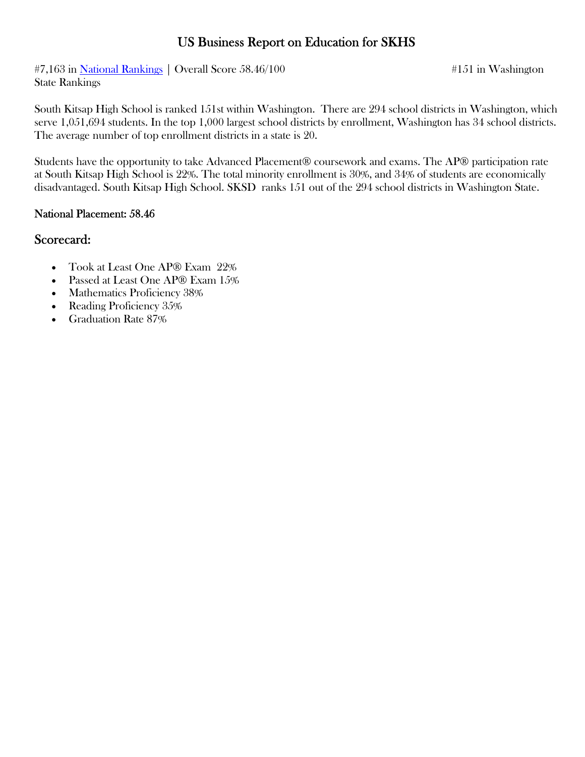# US Business Report on Education for SKHS

#7,163 in [National Rankings](#) | Overall Score 58.46/100 #151 in Washington State Rankings

South Kitsap High School is ranked 151st within Washington. There are 294 school districts in Washington, which serve 1,051,694 students. In the top 1,000 largest school districts by enrollment, Washington has 34 school districts. The average number of top enrollment districts in a state is 20.

Students have the opportunity to take Advanced Placement® coursework and exams. The AP® participation rate at South Kitsap High School is 22%. The total minority enrollment is 30%, and 34% of students are economically disadvantaged. South Kitsap High School. SKSD ranks 151 out of the 294 school districts in Washington State.

**National Placement: 58.46**

## Scorecard:

- Took at Least One AP® Exam 22%
- Passed at Least One AP® Exam 15%
- Mathematics Proficiency 38%
- Reading Proficiency 35%
- Graduation Rate 87%